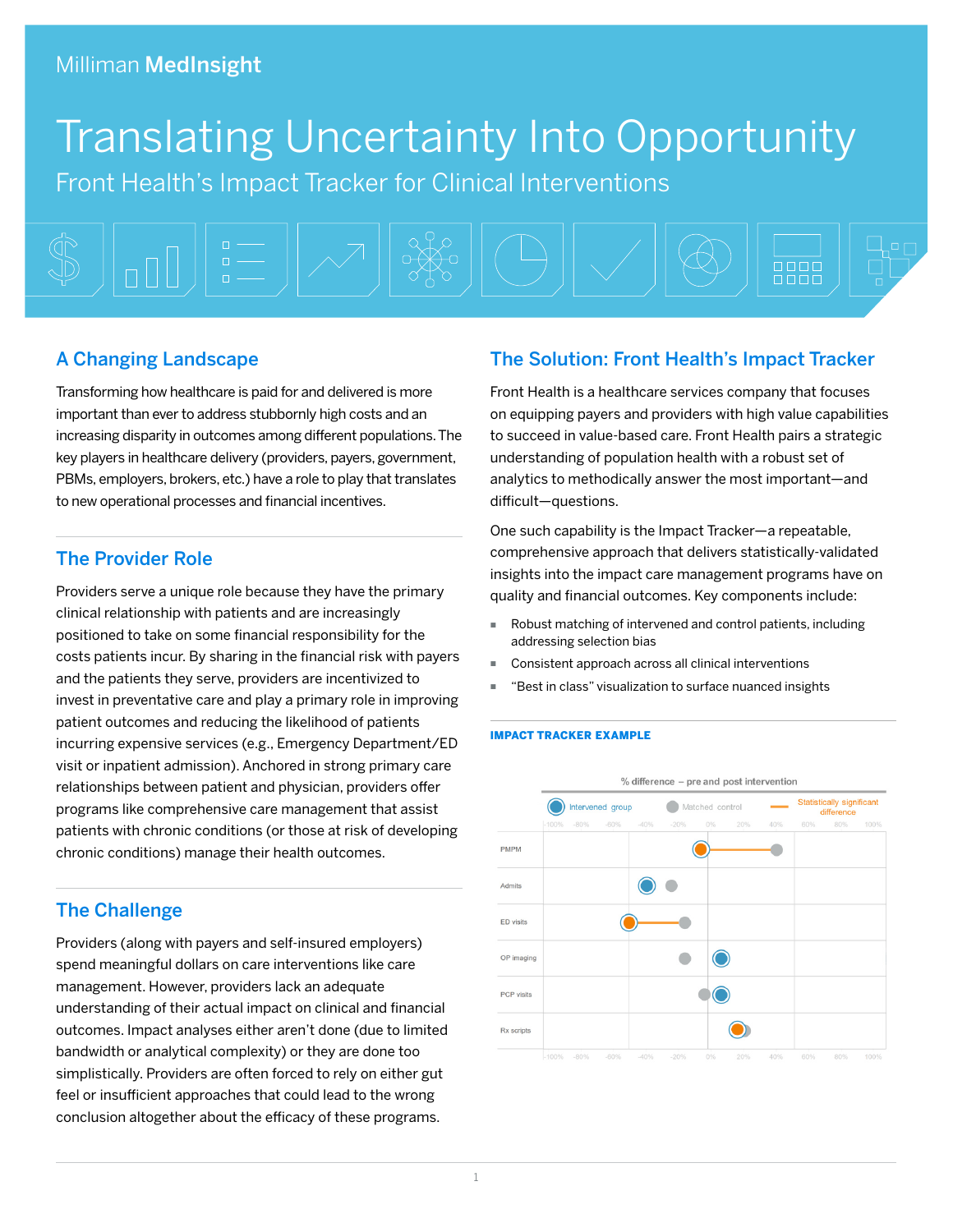Milliman **MedInsight**

# Translating Uncertainty Into Opportunity

## Front Health's Impact Tracker for Clinical Interventions

## A Changing Landscape

Transforming how healthcare is paid for and delivered is more important than ever to address stubbornly high costs and an increasing disparity in outcomes among different populations. The key players in healthcare delivery (providers, payers, government, PBMs, employers, brokers, etc.) have a role to play that translates to new operational processes and financial incentives.

## The Provider Role

Providers serve a unique role because they have the primary clinical relationship with patients and are increasingly positioned to take on some financial responsibility for the costs patients incur. By sharing in the financial risk with payers and the patients they serve, providers are incentivized to invest in preventative care and play a primary role in improving patient outcomes and reducing the likelihood of patients incurring expensive services (e.g., Emergency Department/ED visit or inpatient admission). Anchored in strong primary care relationships between patient and physician, providers offer programs like comprehensive care management that assist patients with chronic conditions (or those at risk of developing chronic conditions) manage their health outcomes.

## The Challenge

Providers (along with payers and self-insured employers) spend meaningful dollars on care interventions like care management. However, providers lack an adequate understanding of their actual impact on clinical and financial outcomes. Impact analyses either aren't done (due to limited bandwidth or analytical complexity) or they are done too simplistically. Providers are often forced to rely on either gut feel or insufficient approaches that could lead to the wrong conclusion altogether about the efficacy of these programs.

## The Solution: Front Health's Impact Tracker

Front Health is a healthcare services company that focuses on equipping payers and providers with high value capabilities to succeed in value-based care. Front Health pairs a strategic understanding of population health with a robust set of analytics to methodically answer the most important—and difficult—questions.

One such capability is the Impact Tracker—a repeatable, comprehensive approach that delivers statistically-validated insights into the impact care management programs have on quality and financial outcomes. Key components include:

- Robust matching of intervened and control patients, including addressing selection bias
- Consistent approach across all clinical interventions
- "Best in class" visualization to surface nuanced insights

**IMPACT TRACKER EXAMPLE**

% difference – pre and post intervention

Legend: Intervened group · Matched control · Statistically significant difference

Axis: -100% -80% -60% -40% -20% 0% 20% 40% 60% 80% 100%

Rows: PMPM, Admits, ED visits, OP imaging, PCP visits, Rx scripts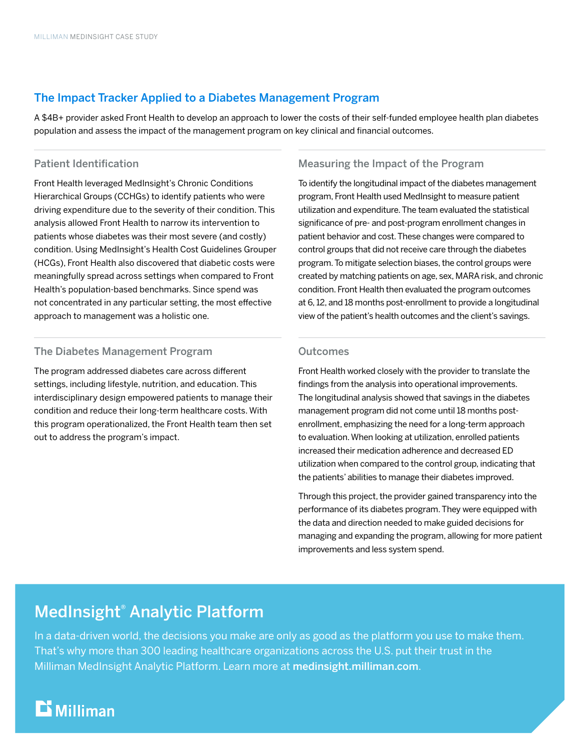## The Impact Tracker Applied to a Diabetes Management Program

A $4B+ provider asked Front Health to develop an approach to lower the costs of their self-funded employee health plan diabetes population and assess the impact of the management program on key clinical and financial outcomes.

### Patient Identification

Front Health leveraged MedInsight's Chronic Conditions Hierarchical Groups (CCHGs) to identify patients who were driving expenditure due to the severity of their condition. This analysis allowed Front Health to narrow its intervention to patients whose diabetes was their most severe (and costly) condition. Using MedInsight's Health Cost Guidelines Grouper (HCGs), Front Health also discovered that diabetic costs were meaningfully spread across settings when compared to Front Health's population-based benchmarks. Since spend was not concentrated in any particular setting, the most effective approach to management was a holistic one.

### The Diabetes Management Program

The program addressed diabetes care across different settings, including lifestyle, nutrition, and education. This interdisciplinary design empowered patients to manage their condition and reduce their long-term healthcare costs. With this program operationalized, the Front Health team then set out to address the program's impact.

### Measuring the Impact of the Program

To identify the longitudinal impact of the diabetes management program, Front Health used MedInsight to measure patient utilization and expenditure. The team evaluated the statistical significance of pre- and post-program enrollment changes in patient behavior and cost. These changes were compared to control groups that did not receive care through the diabetes program. To mitigate selection biases, the control groups were created by matching patients on age, sex, MARA risk, and chronic condition. Front Health then evaluated the program outcomes at 6, 12, and 18 months post-enrollment to provide a longitudinal view of the patient's health outcomes and the client's savings.

### Outcomes

Front Health worked closely with the provider to translate the findings from the analysis into operational improvements. The longitudinal analysis showed that savings in the diabetes management program did not come until 18 months post-enrollment, emphasizing the need for a long-term approach to evaluation. When looking at utilization, enrolled patients increased their medication adherence and decreased ED utilization when compared to the control group, indicating that the patients' abilities to manage their diabetes improved.

Through this project, the provider gained transparency into the performance of its diabetes program. They were equipped with the data and direction needed to make guided decisions for managing and expanding the program, allowing for more patient improvements and less system spend.

## MedInsight® Analytic Platform

In a data-driven world, the decisions you make are only as good as the platform you use to make them. That's why more than 300 leading healthcare organizations across the U.S. put their trust in the Milliman MedInsight Analytic Platform. Learn more at **medinsight.milliman.com**.

Milliman